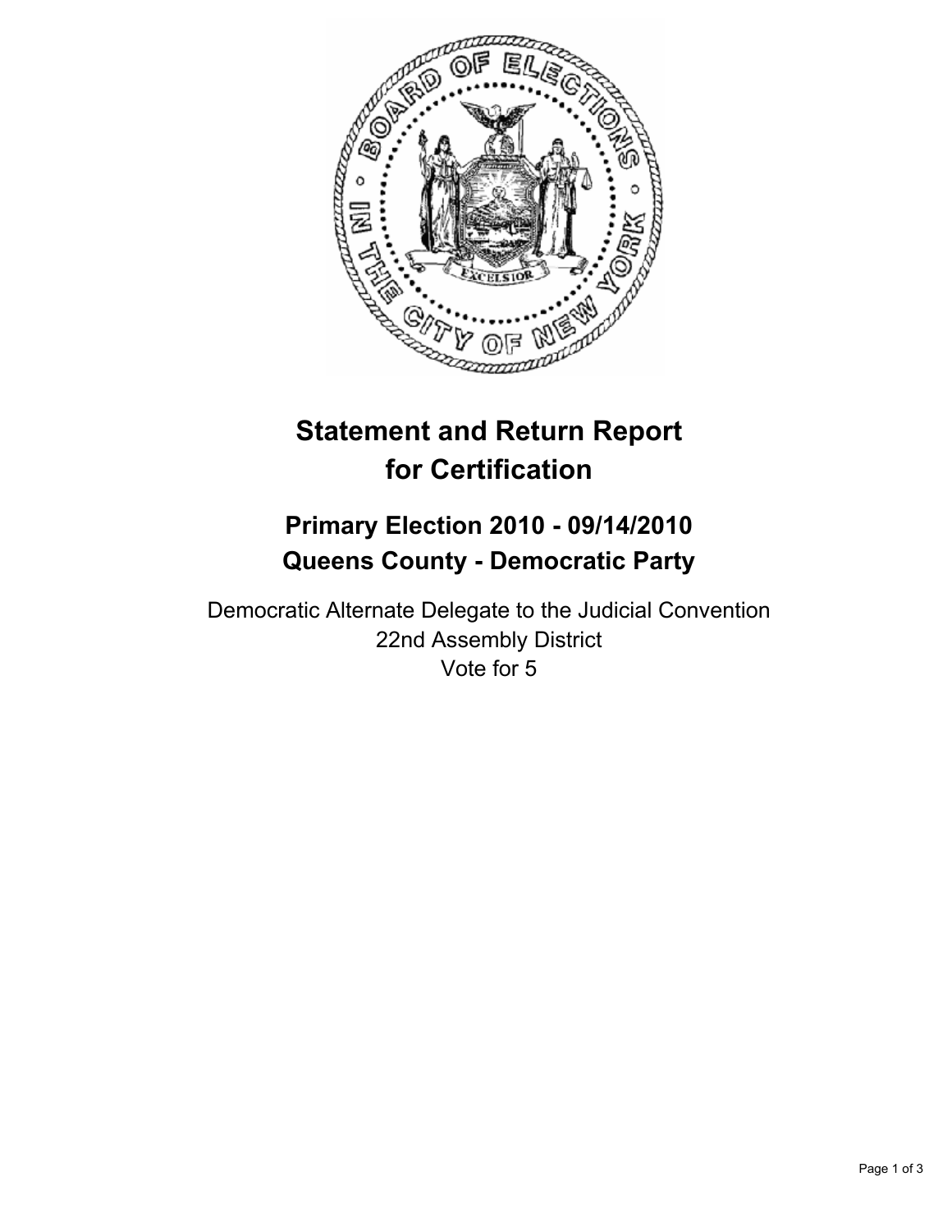# Statement and Return Report for Certification

## Primary Election 2010 - 09/14/2010
## Queens County - Democratic Party

Democratic Alternate Delegate to the Judicial Convention
22nd Assembly District
Vote for 5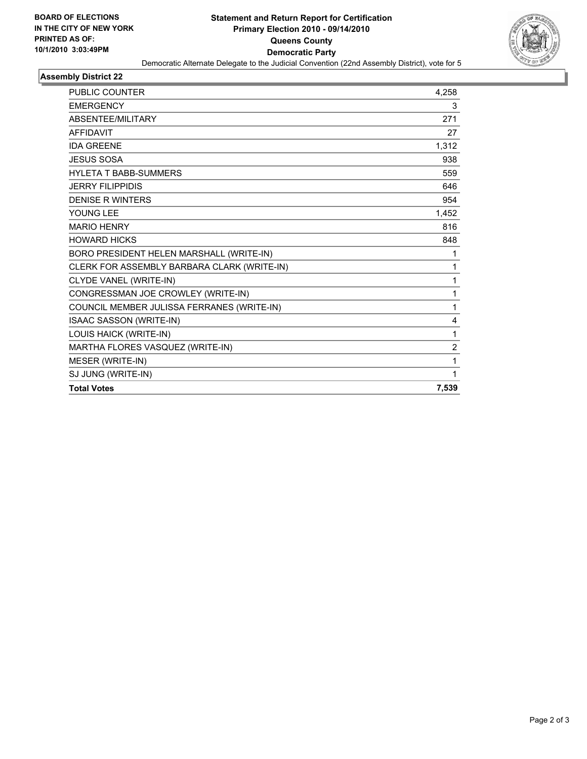**BOARD OF ELECTIONS IN THE CITY OF NEW YORK**
**PRINTED AS OF: 10/1/2010 3:03:49PM**

# Statement and Return Report for Certification
## Primary Election 2010 - 09/14/2010
## Queens County
## Democratic Party

Democratic Alternate Delegate to the Judicial Convention (22nd Assembly District), vote for 5

### Assembly District 22

| | |
|---|---|
| PUBLIC COUNTER | 4,258 |
| EMERGENCY | 3 |
| ABSENTEE/MILITARY | 271 |
| AFFIDAVIT | 27 |
| IDA GREENE | 1,312 |
| JESUS SOSA | 938 |
| HYLETA T BABB-SUMMERS | 559 |
| JERRY FILIPPIDIS | 646 |
| DENISE R WINTERS | 954 |
| YOUNG LEE | 1,452 |
| MARIO HENRY | 816 |
| HOWARD HICKS | 848 |
| BORO PRESIDENT HELEN MARSHALL (WRITE-IN) | 1 |
| CLERK FOR ASSEMBLY BARBARA CLARK (WRITE-IN) | 1 |
| CLYDE VANEL (WRITE-IN) | 1 |
| CONGRESSMAN JOE CROWLEY (WRITE-IN) | 1 |
| COUNCIL MEMBER JULISSA FERRANES (WRITE-IN) | 1 |
| ISAAC SASSON (WRITE-IN) | 4 |
| LOUIS HAICK (WRITE-IN) | 1 |
| MARTHA FLORES VASQUEZ (WRITE-IN) | 2 |
| MESER (WRITE-IN) | 1 |
| SJ JUNG (WRITE-IN) | 1 |
| **Total Votes** | **7,539** |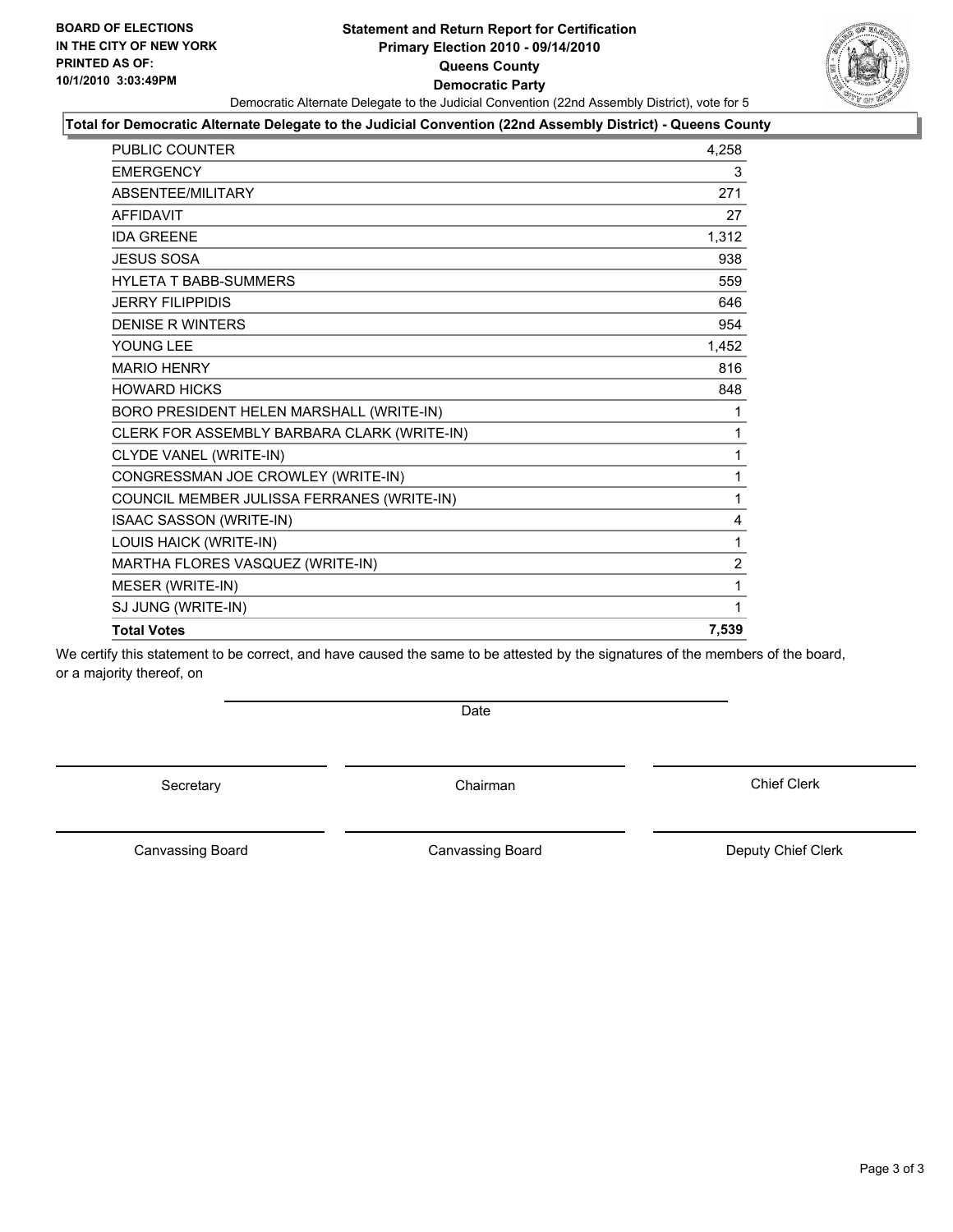**BOARD OF ELECTIONS**
**IN THE CITY OF NEW YORK**
**PRINTED AS OF:**
**10/1/2010 3:03:49PM**

# Statement and Return Report for Certification
## Primary Election 2010 - 09/14/2010
## Queens County
## Democratic Party

Democratic Alternate Delegate to the Judicial Convention (22nd Assembly District), vote for 5

**Total for Democratic Alternate Delegate to the Judicial Convention (22nd Assembly District) - Queens County**

| | |
|---|---|
| PUBLIC COUNTER | 4,258 |
| EMERGENCY | 3 |
| ABSENTEE/MILITARY | 271 |
| AFFIDAVIT | 27 |
| IDA GREENE | 1,312 |
| JESUS SOSA | 938 |
| HYLETA T BABB-SUMMERS | 559 |
| JERRY FILIPPIDIS | 646 |
| DENISE R WINTERS | 954 |
| YOUNG LEE | 1,452 |
| MARIO HENRY | 816 |
| HOWARD HICKS | 848 |
| BORO PRESIDENT HELEN MARSHALL (WRITE-IN) | 1 |
| CLERK FOR ASSEMBLY BARBARA CLARK (WRITE-IN) | 1 |
| CLYDE VANEL (WRITE-IN) | 1 |
| CONGRESSMAN JOE CROWLEY (WRITE-IN) | 1 |
| COUNCIL MEMBER JULISSA FERRANES (WRITE-IN) | 1 |
| ISAAC SASSON (WRITE-IN) | 4 |
| LOUIS HAICK (WRITE-IN) | 1 |
| MARTHA FLORES VASQUEZ (WRITE-IN) | 2 |
| MESER (WRITE-IN) | 1 |
| SJ JUNG (WRITE-IN) | 1 |
| **Total Votes** | **7,539** |

We certify this statement to be correct, and have caused the same to be attested by the signatures of the members of the board, or a majority thereof, on

Date

Secretary

Chairman

Chief Clerk

Canvassing Board

Canvassing Board

Deputy Chief Clerk